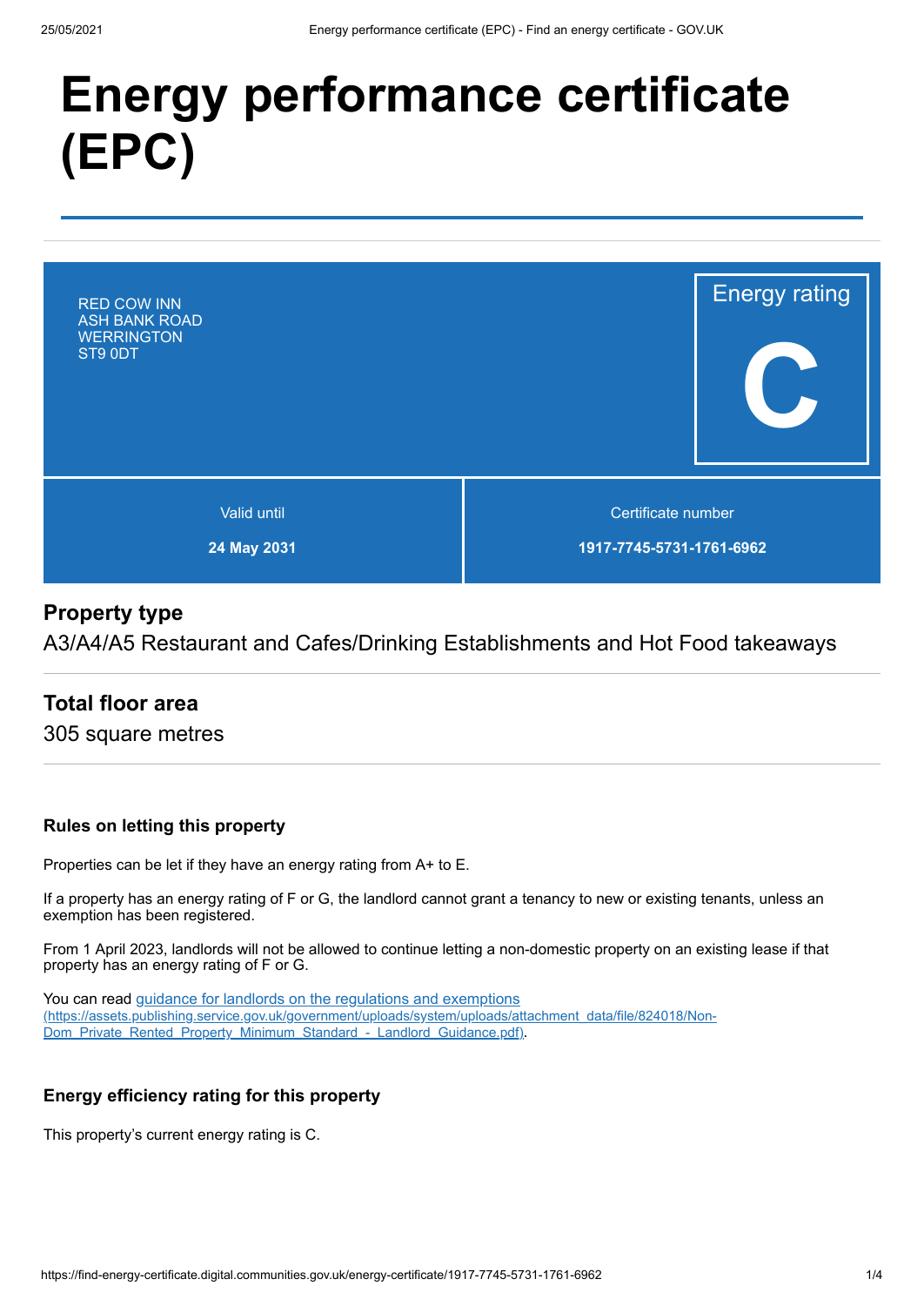# Energy performance certificate (EPC)

RED COW INN
ASH BANK ROAD
WERRINGTON
ST9 0DT

Energy rating

**C**

| Valid until | Certificate number |
| --- | --- |
| **24 May 2031** | **1917-7745-5731-1761-6962** |

## Property type

A3/A4/A5 Restaurant and Cafes/Drinking Establishments and Hot Food takeaways

## Total floor area

305 square metres

### Rules on letting this property

Properties can be let if they have an energy rating from A+ to E.

If a property has an energy rating of F or G, the landlord cannot grant a tenancy to new or existing tenants, unless an exemption has been registered.

From 1 April 2023, landlords will not be allowed to continue letting a non-domestic property on an existing lease if that property has an energy rating of F or G.

You can read [guidance for landlords on the regulations and exemptions](https://assets.publishing.service.gov.uk/government/uploads/system/uploads/attachment_data/file/824018/Non-Dom_Private_Rented_Property_Minimum_Standard_-_Landlord_Guidance.pdf) (https://assets.publishing.service.gov.uk/government/uploads/system/uploads/attachment_data/file/824018/Non-Dom_Private_Rented_Property_Minimum_Standard_-_Landlord_Guidance.pdf).

### Energy efficiency rating for this property

This property's current energy rating is C.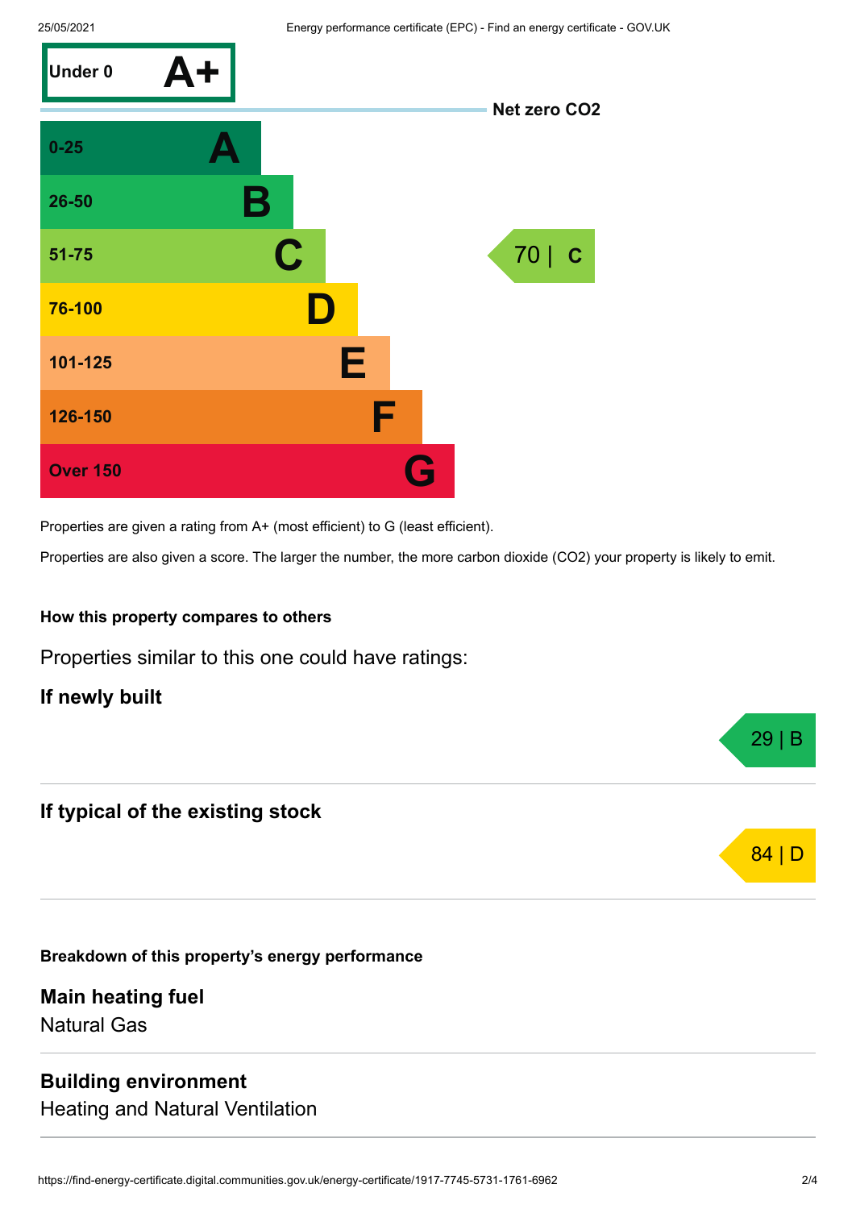| Score | Rating |
| --- | --- |
| Under 0 | A+ |
| 0-25 | A |
| 26-50 | B |
| 51-75 | C |
| 76-100 | D |
| 101-125 | E |
| 126-150 | F |
| Over 150 | G |

Net zero $CO_2$

This property: 70 | C

Properties are given a rating from A+ (most efficient) to G (least efficient).

Properties are also given a score. The larger the number, the more carbon dioxide ($CO_2$) your property is likely to emit.

#### How this property compares to others

Properties similar to this one could have ratings:

### If newly built

29 | B

### If typical of the existing stock

84 | D

#### Breakdown of this property’s energy performance

### Main heating fuel

Natural Gas

### Building environment

Heating and Natural Ventilation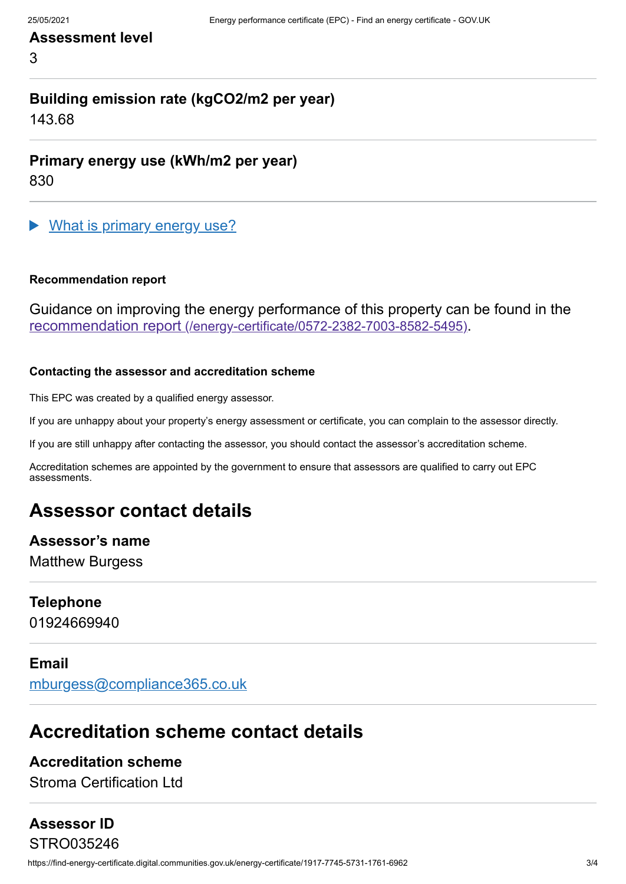### Assessment level

3

### Building emission rate (kgCO2/m2 per year)

143.68

### Primary energy use (kWh/m2 per year)

830

▶ What is primary energy use?

#### Recommendation report

Guidance on improving the energy performance of this property can be found in the recommendation report (/energy-certificate/0572-2382-7003-8582-5495).

#### Contacting the assessor and accreditation scheme

This EPC was created by a qualified energy assessor.

If you are unhappy about your property's energy assessment or certificate, you can complain to the assessor directly.

If you are still unhappy after contacting the assessor, you should contact the assessor's accreditation scheme.

Accreditation schemes are appointed by the government to ensure that assessors are qualified to carry out EPC assessments.

## Assessor contact details

### Assessor's name

Matthew Burgess

### Telephone

01924669940

### Email

mburgess@compliance365.co.uk

## Accreditation scheme contact details

### Accreditation scheme

Stroma Certification Ltd

### Assessor ID

STRO035246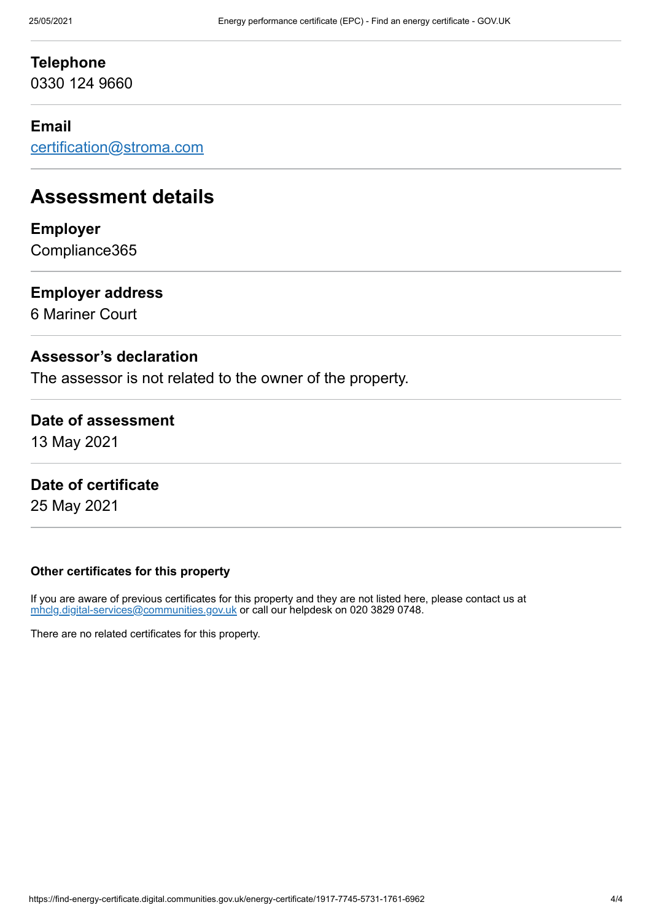### Telephone

0330 124 9660

### Email

certification@stroma.com

## Assessment details

### Employer

Compliance365

### Employer address

6 Mariner Court

### Assessor's declaration

The assessor is not related to the owner of the property.

### Date of assessment

13 May 2021

### Date of certificate

25 May 2021

#### Other certificates for this property

If you are aware of previous certificates for this property and they are not listed here, please contact us at mhclg.digital-services@communities.gov.uk or call our helpdesk on 020 3829 0748.

There are no related certificates for this property.